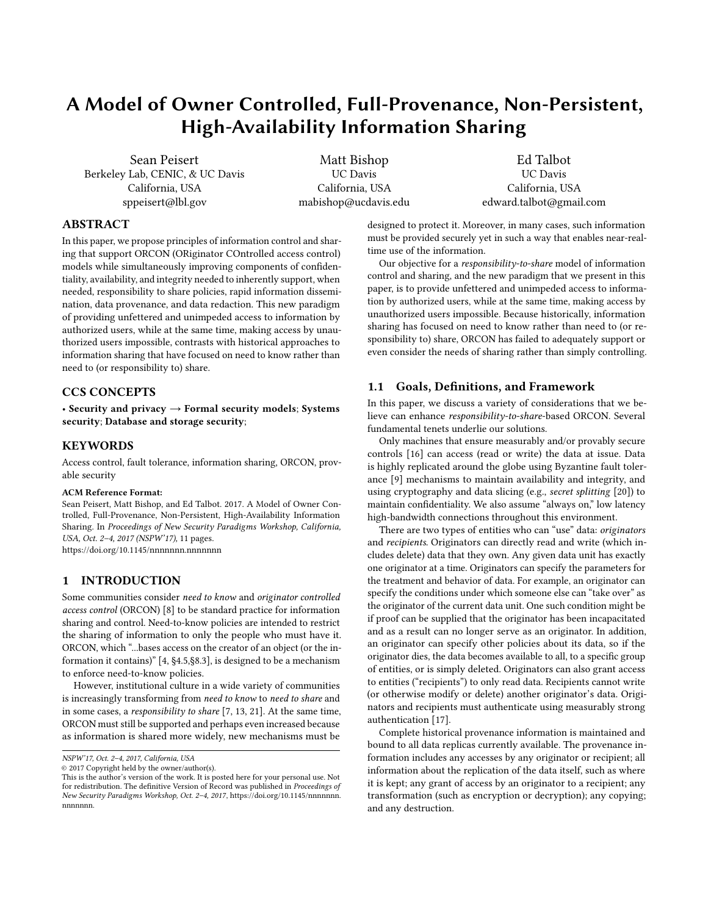# A Model of Owner Controlled, Full-Provenance, Non-Persistent, High-Availability Information Sharing

Sean Peisert
Berkeley Lab, CENIC, & UC Davis
California, USA
sppeisert@lbl.gov

Matt Bishop
UC Davis
California, USA
mabishop@ucdavis.edu

Ed Talbot
UC Davis
California, USA
edward.talbot@gmail.com

## ABSTRACT

In this paper, we propose principles of information control and sharing that support ORCON (ORiginator COntrolled access control) models while simultaneously improving components of confidentiality, availability, and integrity needed to inherently support, when needed, responsibility to share policies, rapid information dissemination, data provenance, and data redaction. This new paradigm of providing unfettered and unimpeded access to information by authorized users, while at the same time, making access by unauthorized users impossible, contrasts with historical approaches to information sharing that have focused on need to know rather than need to (or responsibility to) share.

## CCS CONCEPTS

• **Security and privacy** → **Formal security models**; **Systems security**; **Database and storage security**;

## KEYWORDS

Access control, fault tolerance, information sharing, ORCON, provable security

**ACM Reference Format:**
Sean Peisert, Matt Bishop, and Ed Talbot. 2017. A Model of Owner Controlled, Full-Provenance, Non-Persistent, High-Availability Information Sharing. In *Proceedings of New Security Paradigms Workshop, California, USA, Oct. 2–4, 2017 (NSPW'17),* 11 pages.
https://doi.org/10.1145/nnnnnnn.nnnnnnn

## 1 INTRODUCTION

Some communities consider *need to know* and *originator controlled access control* (ORCON) [8] to be standard practice for information sharing and control. Need-to-know policies are intended to restrict the sharing of information to only the people who must have it. ORCON, which "...bases access on the creator of an object (or the information it contains)" [4, §4.5,§8.3], is designed to be a mechanism to enforce need-to-know policies.

However, institutional culture in a wide variety of communities is increasingly transforming from *need to know* to *need to share* and in some cases, a *responsibility to share* [7, 13, 21]. At the same time, ORCON must still be supported and perhaps even increased because as information is shared more widely, new mechanisms must be designed to protect it. Moreover, in many cases, such information must be provided securely yet in such a way that enables near-real-time use of the information.

Our objective for a *responsibility-to-share* model of information control and sharing, and the new paradigm that we present in this paper, is to provide unfettered and unimpeded access to information by authorized users, while at the same time, making access by unauthorized users impossible. Because historically, information sharing has focused on need to know rather than need to (or responsibility to) share, ORCON has failed to adequately support or even consider the needs of sharing rather than simply controlling.

### 1.1 Goals, Definitions, and Framework

In this paper, we discuss a variety of considerations that we believe can enhance *responsibility-to-share*-based ORCON. Several fundamental tenets underlie our solutions.

Only machines that ensure measurably and/or provably secure controls [16] can access (read or write) the data at issue. Data is highly replicated around the globe using Byzantine fault tolerance [9] mechanisms to maintain availability and integrity, and using cryptography and data slicing (e.g., *secret splitting* [20]) to maintain confidentiality. We also assume "always on," low latency high-bandwidth connections throughout this environment.

There are two types of entities who can "use" data: *originators* and *recipients*. Originators can directly read and write (which includes delete) data that they own. Any given data unit has exactly one originator at a time. Originators can specify the parameters for the treatment and behavior of data. For example, an originator can specify the conditions under which someone else can "take over" as the originator of the current data unit. One such condition might be if proof can be supplied that the originator has been incapacitated and as a result can no longer serve as an originator. In addition, an originator can specify other policies about its data, so if the originator dies, the data becomes available to all, to a specific group of entities, or is simply deleted. Originators can also grant access to entities ("recipients") to only read data. Recipients cannot write (or otherwise modify or delete) another originator's data. Originators and recipients must authenticate using measurably strong authentication [17].

Complete historical provenance information is maintained and bound to all data replicas currently available. The provenance information includes any accesses by any originator or recipient; all information about the replication of the data itself, such as where it is kept; any grant of access by an originator to a recipient; any transformation (such as encryption or decryption); any copying; and any destruction.

NSPW'17, Oct. 2–4, 2017, California, USA
© 2017 Copyright held by the owner/author(s).
This is the author's version of the work. It is posted here for your personal use. Not for redistribution. The definitive Version of Record was published in *Proceedings of New Security Paradigms Workshop, Oct. 2–4, 2017*, https://doi.org/10.1145/nnnnnnn.nnnnnnn.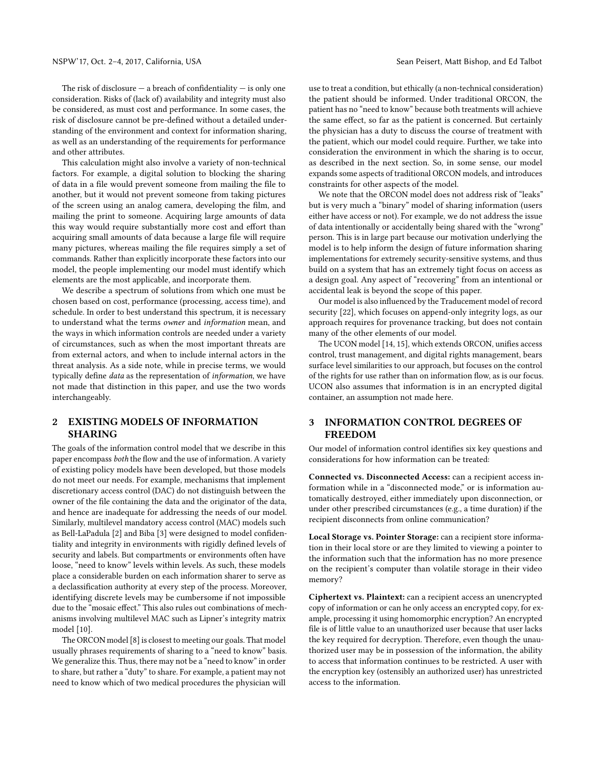The risk of disclosure — a breach of confidentiality — is only one consideration. Risks of (lack of) availability and integrity must also be considered, as must cost and performance. In some cases, the risk of disclosure cannot be pre-defined without a detailed understanding of the environment and context for information sharing, as well as an understanding of the requirements for performance and other attributes.

This calculation might also involve a variety of non-technical factors. For example, a digital solution to blocking the sharing of data in a file would prevent someone from mailing the file to another, but it would not prevent someone from taking pictures of the screen using an analog camera, developing the film, and mailing the print to someone. Acquiring large amounts of data this way would require substantially more cost and effort than acquiring small amounts of data because a large file will require many pictures, whereas mailing the file requires simply a set of commands. Rather than explicitly incorporate these factors into our model, the people implementing our model must identify which elements are the most applicable, and incorporate them.

We describe a spectrum of solutions from which one must be chosen based on cost, performance (processing, access time), and schedule. In order to best understand this spectrum, it is necessary to understand what the terms *owner* and *information* mean, and the ways in which information controls are needed under a variety of circumstances, such as when the most important threats are from external actors, and when to include internal actors in the threat analysis. As a side note, while in precise terms, we would typically define *data* as the representation of *information*, we have not made that distinction in this paper, and use the two words interchangeably.

## 2 EXISTING MODELS OF INFORMATION SHARING

The goals of the information control model that we describe in this paper encompass *both* the flow and the use of information. A variety of existing policy models have been developed, but those models do not meet our needs. For example, mechanisms that implement discretionary access control (DAC) do not distinguish between the owner of the file containing the data and the originator of the data, and hence are inadequate for addressing the needs of our model. Similarly, multilevel mandatory access control (MAC) models such as Bell-LaPadula [2] and Biba [3] were designed to model confidentiality and integrity in environments with rigidly defined levels of security and labels. But compartments or environments often have loose, "need to know" levels within levels. As such, these models place a considerable burden on each information sharer to serve as a declassification authority at every step of the process. Moreover, identifying discrete levels may be cumbersome if not impossible due to the "mosaic effect." This also rules out combinations of mechanisms involving multilevel MAC such as Lipner's integrity matrix model [10].

The ORCON model [8] is closest to meeting our goals. That model usually phrases requirements of sharing to a "need to know" basis. We generalize this. Thus, there may not be a "need to know" in order to share, but rather a "duty" to share. For example, a patient may not need to know which of two medical procedures the physician will use to treat a condition, but ethically (a non-technical consideration) the patient should be informed. Under traditional ORCON, the patient has no "need to know" because both treatments will achieve the same effect, so far as the patient is concerned. But certainly the physician has a duty to discuss the course of treatment with the patient, which our model could require. Further, we take into consideration the environment in which the sharing is to occur, as described in the next section. So, in some sense, our model expands some aspects of traditional ORCON models, and introduces constraints for other aspects of the model.

We note that the ORCON model does not address risk of "leaks" but is very much a "binary" model of sharing information (users either have access or not). For example, we do not address the issue of data intentionally or accidentally being shared with the "wrong" person. This is in large part because our motivation underlying the model is to help inform the design of future information sharing implementations for extremely security-sensitive systems, and thus build on a system that has an extremely tight focus on access as a design goal. Any aspect of "recovering" from an intentional or accidental leak is beyond the scope of this paper.

Our model is also influenced by the Traducement model of record security [22], which focuses on append-only integrity logs, as our approach requires for provenance tracking, but does not contain many of the other elements of our model.

The UCON model [14, 15], which extends ORCON, unifies access control, trust management, and digital rights management, bears surface level similarities to our approach, but focuses on the control of the rights for use rather than on information flow, as is our focus. UCON also assumes that information is in an encrypted digital container, an assumption not made here.

## 3 INFORMATION CONTROL DEGREES OF FREEDOM

Our model of information control identifies six key questions and considerations for how information can be treated:

**Connected vs. Disconnected Access:** can a recipient access information while in a "disconnected mode," or is information automatically destroyed, either immediately upon disconnection, or under other prescribed circumstances (e.g., a time duration) if the recipient disconnects from online communication?

**Local Storage vs. Pointer Storage:** can a recipient store information in their local store or are they limited to viewing a pointer to the information such that the information has no more presence on the recipient's computer than volatile storage in their video memory?

**Ciphertext vs. Plaintext:** can a recipient access an unencrypted copy of information or can he only access an encrypted copy, for example, processing it using homomorphic encryption? An encrypted file is of little value to an unauthorized user because that user lacks the key required for decryption. Therefore, even though the unauthorized user may be in possession of the information, the ability to access that information continues to be restricted. A user with the encryption key (ostensibly an authorized user) has unrestricted access to the information.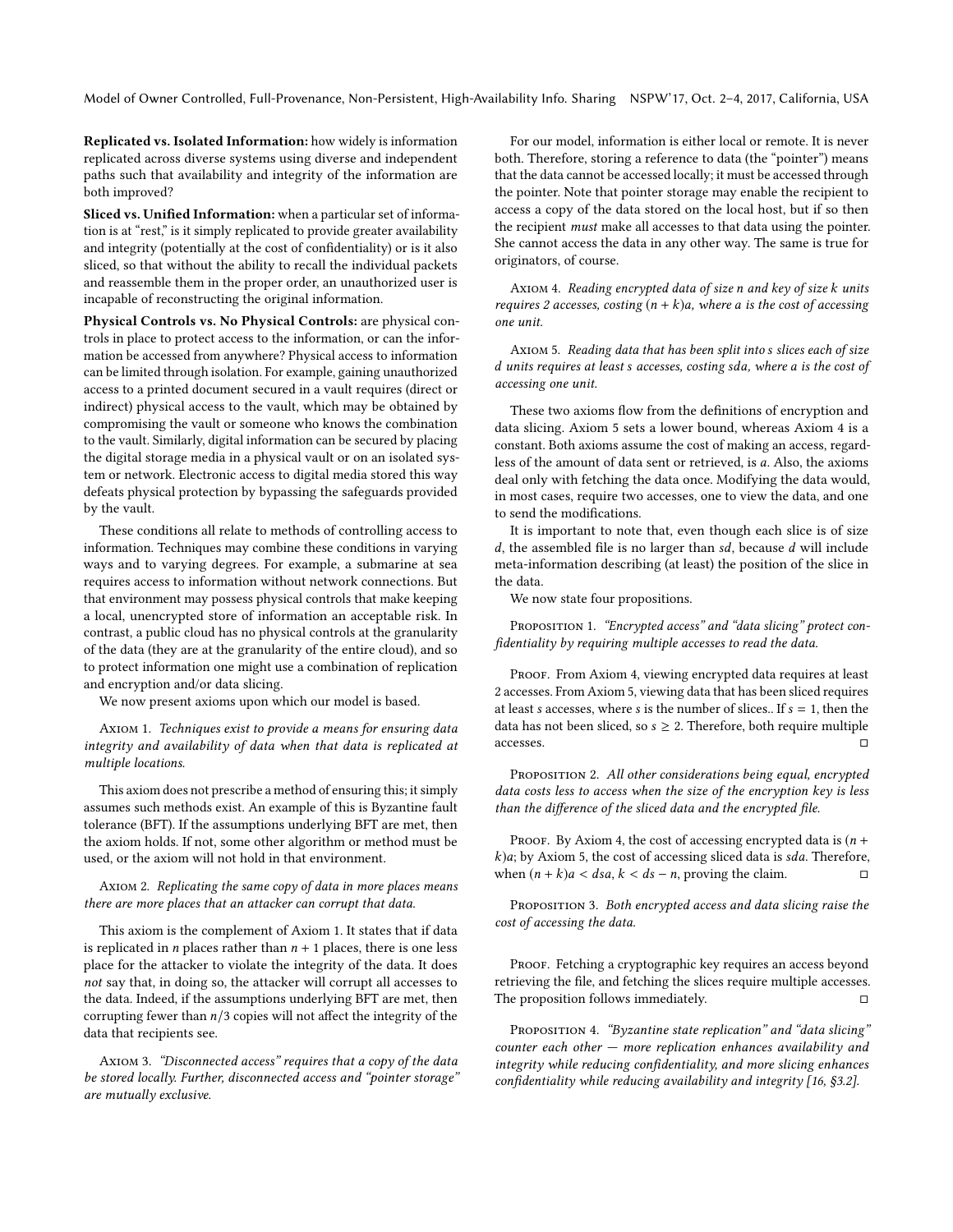**Replicated vs. Isolated Information:** how widely is information replicated across diverse systems using diverse and independent paths such that availability and integrity of the information are both improved?

**Sliced vs. Unified Information:** when a particular set of information is at "rest," is it simply replicated to provide greater availability and integrity (potentially at the cost of confidentiality) or is it also sliced, so that without the ability to recall the individual packets and reassemble them in the proper order, an unauthorized user is incapable of reconstructing the original information.

**Physical Controls vs. No Physical Controls:** are physical controls in place to protect access to the information, or can the information be accessed from anywhere? Physical access to information can be limited through isolation. For example, gaining unauthorized access to a printed document secured in a vault requires (direct or indirect) physical access to the vault, which may be obtained by compromising the vault or someone who knows the combination to the vault. Similarly, digital information can be secured by placing the digital storage media in a physical vault or on an isolated system or network. Electronic access to digital media stored this way defeats physical protection by bypassing the safeguards provided by the vault.

These conditions all relate to methods of controlling access to information. Techniques may combine these conditions in varying ways and to varying degrees. For example, a submarine at sea requires access to information without network connections. But that environment may possess physical controls that make keeping a local, unencrypted store of information an acceptable risk. In contrast, a public cloud has no physical controls at the granularity of the data (they are at the granularity of the entire cloud), and so to protect information one might use a combination of replication and encryption and/or data slicing.

We now present axioms upon which our model is based.

Axiom 1. *Techniques exist to provide a means for ensuring data integrity and availability of data when that data is replicated at multiple locations.*

This axiom does not prescribe a method of ensuring this; it simply assumes such methods exist. An example of this is Byzantine fault tolerance (BFT). If the assumptions underlying BFT are met, then the axiom holds. If not, some other algorithm or method must be used, or the axiom will not hold in that environment.

Axiom 2. *Replicating the same copy of data in more places means there are more places that an attacker can corrupt that data.*

This axiom is the complement of Axiom 1. It states that if data is replicated in $n$ places rather than $n + 1$ places, there is one less place for the attacker to violate the integrity of the data. It does *not* say that, in doing so, the attacker will corrupt all accesses to the data. Indeed, if the assumptions underlying BFT are met, then corrupting fewer than $n/3$ copies will not affect the integrity of the data that recipients see.

Axiom 3. *"Disconnected access" requires that a copy of the data be stored locally. Further, disconnected access and "pointer storage" are mutually exclusive.*

For our model, information is either local or remote. It is never both. Therefore, storing a reference to data (the "pointer") means that the data cannot be accessed locally; it must be accessed through the pointer. Note that pointer storage may enable the recipient to access a copy of the data stored on the local host, but if so then the recipient *must* make all accesses to that data using the pointer. She cannot access the data in any other way. The same is true for originators, of course.

Axiom 4. *Reading encrypted data of size $n$ and key of size $k$ units requires 2 accesses, costing $(n + k)a$, where $a$ is the cost of accessing one unit.*

Axiom 5. *Reading data that has been split into $s$ slices each of size $d$ units requires at least $s$ accesses, costing $sda$, where $a$ is the cost of accessing one unit.*

These two axioms flow from the definitions of encryption and data slicing. Axiom 5 sets a lower bound, whereas Axiom 4 is a constant. Both axioms assume the cost of making an access, regardless of the amount of data sent or retrieved, is $a$. Also, the axioms deal only with fetching the data once. Modifying the data would, in most cases, require two accesses, one to view the data, and one to send the modifications.

It is important to note that, even though each slice is of size $d$, the assembled file is no larger than $sd$, because $d$ will include meta-information describing (at least) the position of the slice in the data.

We now state four propositions.

Proposition 1. *"Encrypted access" and "data slicing" protect confidentiality by requiring multiple accesses to read the data.*

Proof. From Axiom 4, viewing encrypted data requires at least 2 accesses. From Axiom 5, viewing data that has been sliced requires at least $s$ accesses, where $s$ is the number of slices.. If $s = 1$, then the data has not been sliced, so $s \geq 2$. Therefore, both require multiple accesses. □

Proposition 2. *All other considerations being equal, encrypted data costs less to access when the size of the encryption key is less than the difference of the sliced data and the encrypted file.*

Proof. By Axiom 4, the cost of accessing encrypted data is $(n + k)a$; by Axiom 5, the cost of accessing sliced data is $sda$. Therefore, when $(n + k)a < dsa$, $k < ds - n$, proving the claim. □

Proposition 3. *Both encrypted access and data slicing raise the cost of accessing the data.*

Proof. Fetching a cryptographic key requires an access beyond retrieving the file, and fetching the slices require multiple accesses. The proposition follows immediately. □

Proposition 4. *"Byzantine state replication" and "data slicing" counter each other — more replication enhances availability and integrity while reducing confidentiality, and more slicing enhances confidentiality while reducing availability and integrity [16, §3.2].*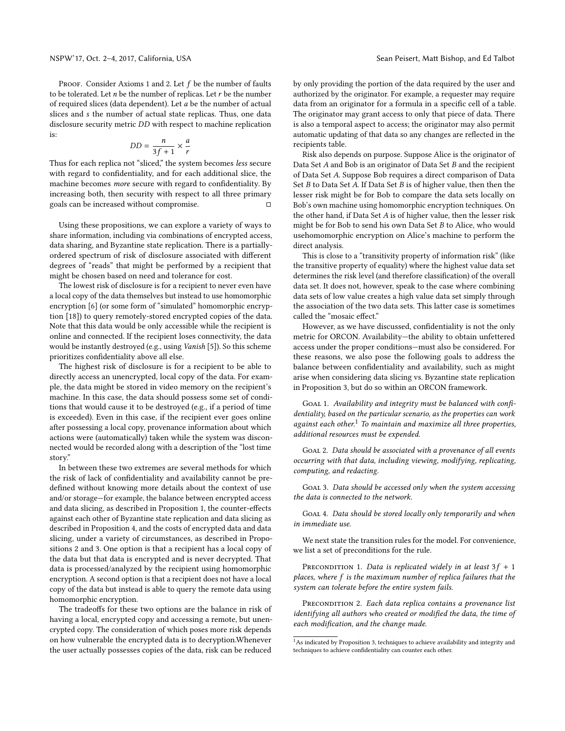*Proof.* Consider Axioms 1 and 2. Let $f$ be the number of faults to be tolerated. Let $n$ be the number of replicas. Let $r$ be the number of required slices (data dependent). Let $a$ be the number of actual slices and $s$ the number of actual state replicas. Thus, one data disclosure security metric $DD$ with respect to machine replication is:

$$DD = \frac{n}{3f + 1} \times \frac{a}{r}$$

Thus for each replica not "sliced," the system becomes *less* secure with regard to confidentiality, and for each additional slice, the machine becomes *more* secure with regard to confidentiality. By increasing both, then security with respect to all three primary goals can be increased without compromise. □

Using these propositions, we can explore a variety of ways to share information, including via combinations of encrypted access, data sharing, and Byzantine state replication. There is a partially-ordered spectrum of risk of disclosure associated with different degrees of "reads" that might be performed by a recipient that might be chosen based on need and tolerance for cost.

The lowest risk of disclosure is for a recipient to never even have a local copy of the data themselves but instead to use homomorphic encryption [6] (or some form of "simulated" homomorphic encryption [18]) to query remotely-stored encrypted copies of the data. Note that this data would be only accessible while the recipient is online and connected. If the recipient loses connectivity, the data would be instantly destroyed (e.g., using *Vanish* [5]). So this scheme prioritizes confidentiality above all else.

The highest risk of disclosure is for a recipient to be able to directly access an unencrypted, local copy of the data. For example, the data might be stored in video memory on the recipient's machine. In this case, the data should possess some set of conditions that would cause it to be destroyed (e.g., if a period of time is exceeded). Even in this case, if the recipient ever goes online after possessing a local copy, provenance information about which actions were (automatically) taken while the system was disconnected would be recorded along with a description of the "lost time story."

In between these two extremes are several methods for which the risk of lack of confidentiality and availability cannot be predefined without knowing more details about the context of use and/or storage—for example, the balance between encrypted access and data slicing, as described in Proposition 1, the counter-effects against each other of Byzantine state replication and data slicing as described in Proposition 4, and the costs of encrypted data and data slicing, under a variety of circumstances, as described in Propositions 2 and 3. One option is that a recipient has a local copy of the data but that data is encrypted and is never decrypted. That data is processed/analyzed by the recipient using homomorphic encryption. A second option is that a recipient does not have a local copy of the data but instead is able to query the remote data using homomorphic encryption.

The tradeoffs for these two options are the balance in risk of having a local, encrypted copy and accessing a remote, but unencrypted copy. The consideration of which poses more risk depends on how vulnerable the encrypted data is to decryption.Whenever the user actually possesses copies of the data, risk can be reduced by only providing the portion of the data required by the user and authorized by the originator. For example, a requester may require data from an originator for a formula in a specific cell of a table. The originator may grant access to only that piece of data. There is also a temporal aspect to access; the originator may also permit automatic updating of that data so any changes are reflected in the recipients table.

Risk also depends on purpose. Suppose Alice is the originator of Data Set *A* and Bob is an originator of Data Set *B* and the recipient of Data Set *A*. Suppose Bob requires a direct comparison of Data Set *B* to Data Set *A*. If Data Set *B* is of higher value, then then the lesser risk might be for Bob to compare the data sets locally on Bob's own machine using homomorphic encryption techniques. On the other hand, if Data Set *A* is of higher value, then the lesser risk might be for Bob to send his own Data Set *B* to Alice, who would usehomomorphic encryption on Alice's machine to perform the direct analysis.

This is close to a "transitivity property of information risk" (like the transitive property of equality) where the highest value data set determines the risk level (and therefore classification) of the overall data set. It does not, however, speak to the case where combining data sets of low value creates a high value data set simply through the association of the two data sets. This latter case is sometimes called the "mosaic effect."

However, as we have discussed, confidentiality is not the only metric for ORCON. Availability—the ability to obtain unfettered access under the proper conditions—must also be considered. For these reasons, we also pose the following goals to address the balance between confidentiality and availability, such as might arise when considering data slicing vs. Byzantine state replication in Proposition 3, but do so within an ORCON framework.

Goal 1. *Availability and integrity must be balanced with confidentiality, based on the particular scenario, as the properties can work against each other.*[1] *To maintain and maximize all three properties, additional resources must be expended.*

Goal 2. *Data should be associated with a provenance of all events occurring with that data, including viewing, modifying, replicating, computing, and redacting.*

Goal 3. *Data should be accessed only when the system accessing the data is connected to the network.*

Goal 4. *Data should be stored locally only temporarily and when in immediate use.*

We next state the transition rules for the model. For convenience, we list a set of preconditions for the rule.

Precondition 1. *Data is replicated widely in at least $3f + 1$ places, where $f$ is the maximum number of replica failures that the system can tolerate before the entire system fails.*

Precondition 2. *Each data replica contains a provenance list identifying all authors who created or modified the data, the time of each modification, and the change made.*

[1] As indicated by Proposition 3, techniques to achieve availability and integrity and techniques to achieve confidentiality can counter each other.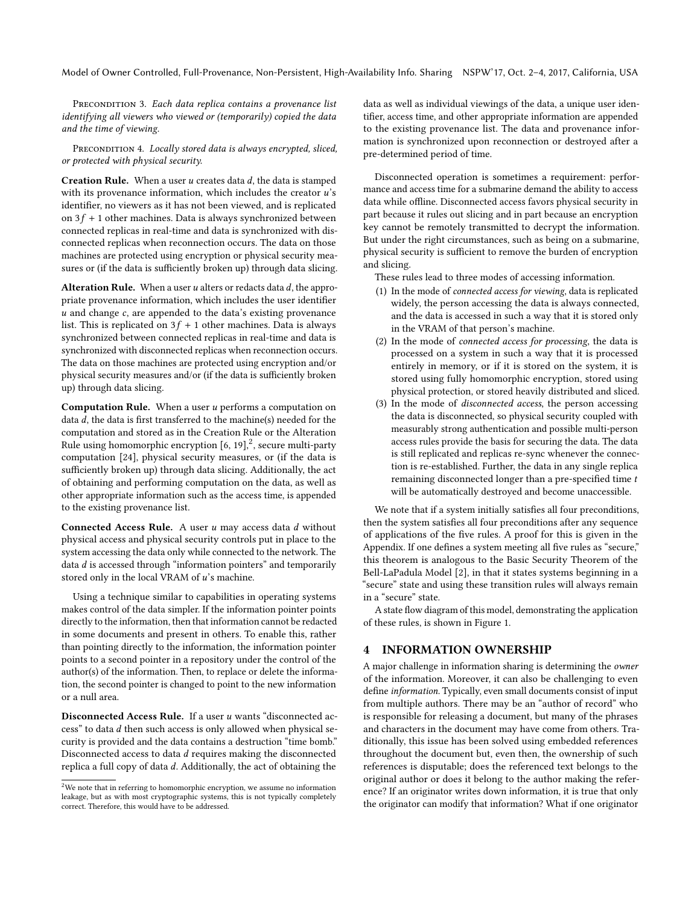Precondition 3. *Each data replica contains a provenance list identifying all viewers who viewed or (temporarily) copied the data and the time of viewing.*

Precondition 4. *Locally stored data is always encrypted, sliced, or protected with physical security.*

**Creation Rule.** When a user $u$ creates data $d$, the data is stamped with its provenance information, which includes the creator $u$'s identifier, no viewers as it has not been viewed, and is replicated on $3f + 1$ other machines. Data is always synchronized between connected replicas in real-time and data is synchronized with disconnected replicas when reconnection occurs. The data on those machines are protected using encryption or physical security measures or (if the data is sufficiently broken up) through data slicing.

**Alteration Rule.** When a user $u$ alters or redacts data $d$, the appropriate provenance information, which includes the user identifier $u$ and change $c$, are appended to the data's existing provenance list. This is replicated on $3f + 1$ other machines. Data is always synchronized between connected replicas in real-time and data is synchronized with disconnected replicas when reconnection occurs. The data on those machines are protected using encryption and/or physical security measures and/or (if the data is sufficiently broken up) through data slicing.

**Computation Rule.** When a user $u$ performs a computation on data $d$, the data is first transferred to the machine(s) needed for the computation and stored as in the Creation Rule or the Alteration Rule using homomorphic encryption [6, 19],[2], secure multi-party computation [24], physical security measures, or (if the data is sufficiently broken up) through data slicing. Additionally, the act of obtaining and performing computation on the data, as well as other appropriate information such as the access time, is appended to the existing provenance list.

**Connected Access Rule.** A user $u$ may access data $d$ without physical access and physical security controls put in place to the system accessing the data only while connected to the network. The data $d$ is accessed through "information pointers" and temporarily stored only in the local VRAM of $u$'s machine.

Using a technique similar to capabilities in operating systems makes control of the data simpler. If the information pointer points directly to the information, then that information cannot be redacted in some documents and present in others. To enable this, rather than pointing directly to the information, the information pointer points to a second pointer in a repository under the control of the author(s) of the information. Then, to replace or delete the information, the second pointer is changed to point to the new information or a null area.

**Disconnected Access Rule.** If a user $u$ wants "disconnected access" to data $d$ then such access is only allowed when physical security is provided and the data contains a destruction "time bomb." Disconnected access to data $d$ requires making the disconnected replica a full copy of data $d$. Additionally, the act of obtaining the data as well as individual viewings of the data, a unique user identifier, access time, and other appropriate information are appended to the existing provenance list. The data and provenance information is synchronized upon reconnection or destroyed after a pre-determined period of time.

Disconnected operation is sometimes a requirement: performance and access time for a submarine demand the ability to access data while offline. Disconnected access favors physical security in part because it rules out slicing and in part because an encryption key cannot be remotely transmitted to decrypt the information. But under the right circumstances, such as being on a submarine, physical security is sufficient to remove the burden of encryption and slicing.

These rules lead to three modes of accessing information.

1. In the mode of *connected access for viewing*, data is replicated widely, the person accessing the data is always connected, and the data is accessed in such a way that it is stored only in the VRAM of that person's machine.
2. In the mode of *connected access for processing*, the data is processed on a system in such a way that it is processed entirely in memory, or if it is stored on the system, it is stored using fully homomorphic encryption, stored using physical protection, or stored heavily distributed and sliced.
3. In the mode of *disconnected access*, the person accessing the data is disconnected, so physical security coupled with measurably strong authentication and possible multi-person access rules provide the basis for securing the data. The data is still replicated and replicas re-sync whenever the connection is re-established. Further, the data in any single replica remaining disconnected longer than a pre-specified time $t$ will be automatically destroyed and become unaccessible.

We note that if a system initially satisfies all four preconditions, then the system satisfies all four preconditions after any sequence of applications of the five rules. A proof for this is given in the Appendix. If one defines a system meeting all five rules as "secure," this theorem is analogous to the Basic Security Theorem of the Bell-LaPadula Model [2], in that it states systems beginning in a "secure" state and using these transition rules will always remain in a "secure" state.

A state flow diagram of this model, demonstrating the application of these rules, is shown in Figure 1.

## 4 INFORMATION OWNERSHIP

A major challenge in information sharing is determining the *owner* of the information. Moreover, it can also be challenging to even define *information*. Typically, even small documents consist of input from multiple authors. There may be an "author of record" who is responsible for releasing a document, but many of the phrases and characters in the document may have come from others. Traditionally, this issue has been solved using embedded references throughout the document but, even then, the ownership of such references is disputable; does the referenced text belongs to the original author or does it belong to the author making the reference? If an originator writes down information, it is true that only the originator can modify that information? What if one originator

[2] We note that in referring to homomorphic encryption, we assume no information leakage, but as with most cryptographic systems, this is not typically completely correct. Therefore, this would have to be addressed.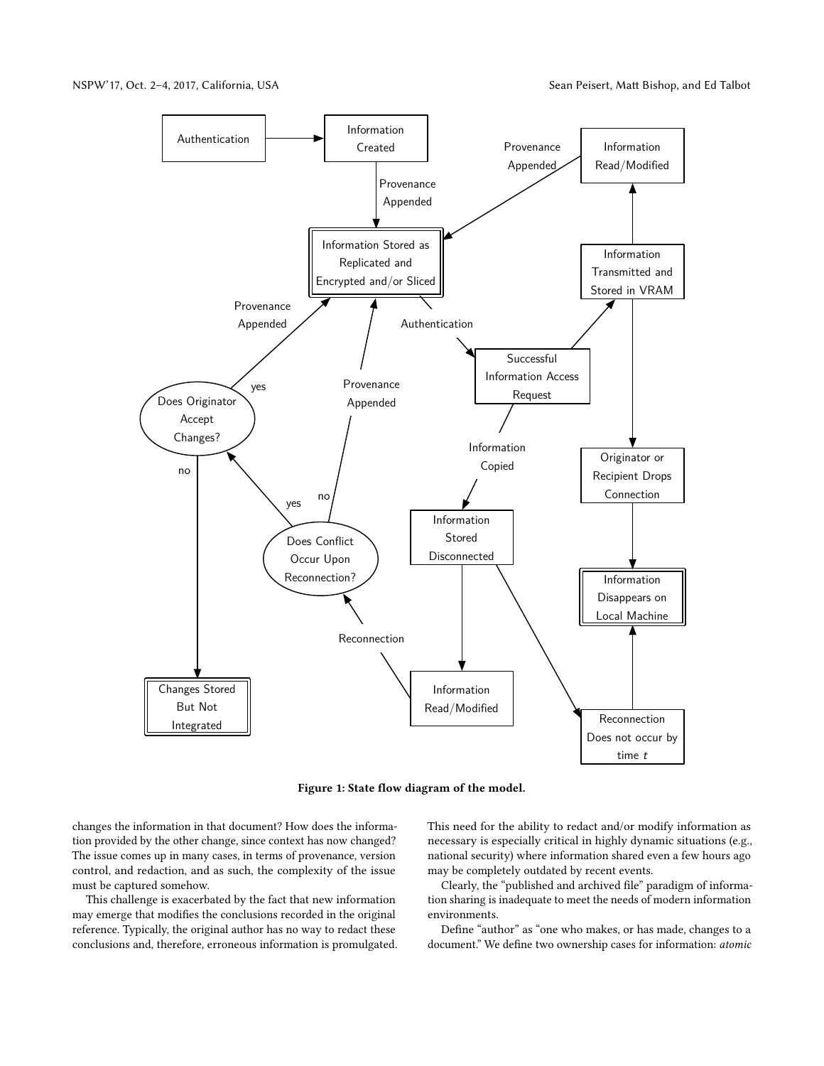Authentication

Information Created

Provenance Appended

Information Read/Modified

Provenance Appended

Information Stored as Replicated and Encrypted and/or Sliced

Information Transmitted and Stored in VRAM

Provenance Appended

Authentication

Successful Information Access Request

yes

Provenance Appended

Does Originator Accept Changes?

Information Copied

Originator or Recipient Drops Connection

no

no

yes

Information Stored Disconnected

Does Conflict Occur Upon Reconnection?

Information Disappears on Local Machine

Reconnection

Information Read/Modified

Changes Stored But Not Integrated

Reconnection Does not occur by time $t$

**Figure 1: State flow diagram of the model.**

changes the information in that document? How does the information provided by the other change, since context has now changed? The issue comes up in many cases, in terms of provenance, version control, and redaction, and as such, the complexity of the issue must be captured somehow.

This challenge is exacerbated by the fact that new information may emerge that modifies the conclusions recorded in the original reference. Typically, the original author has no way to redact these conclusions and, therefore, erroneous information is promulgated. This need for the ability to redact and/or modify information as necessary is especially critical in highly dynamic situations (e.g., national security) where information shared even a few hours ago may be completely outdated by recent events.

Clearly, the "published and archived file" paradigm of information sharing is inadequate to meet the needs of modern information environments.

Define "author" as "one who makes, or has made, changes to a document." We define two ownership cases for information: *atomic*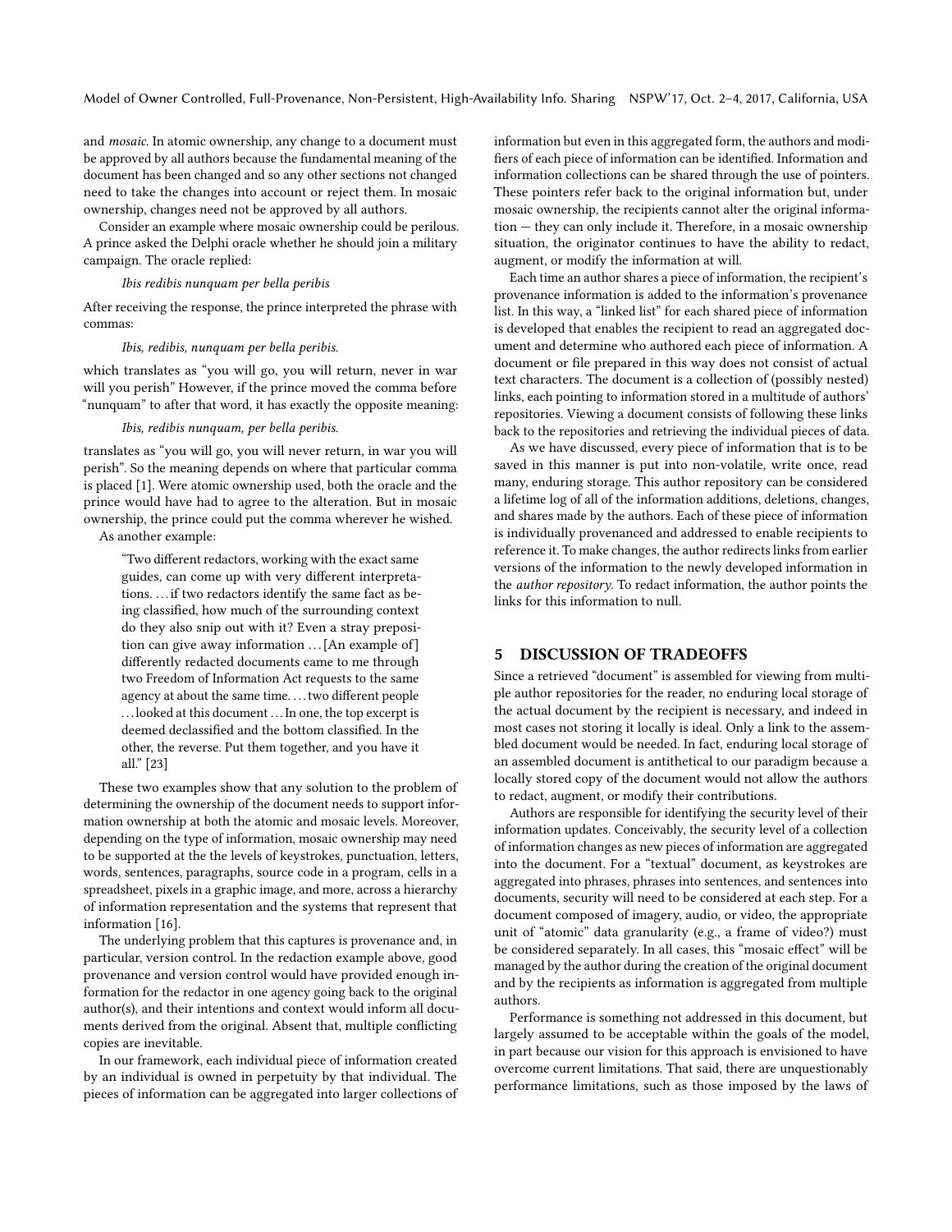and *mosaic*. In atomic ownership, any change to a document must be approved by all authors because the fundamental meaning of the document has been changed and so any other sections not changed need to take the changes into account or reject them. In mosaic ownership, changes need not be approved by all authors.

Consider an example where mosaic ownership could be perilous. A prince asked the Delphi oracle whether he should join a military campaign. The oracle replied:

> *Ibis redibis nunquam per bella peribis*

After receiving the response, the prince interpreted the phrase with commas:

> *Ibis, redibis, nunquam per bella peribis.*

which translates as "you will go, you will return, never in war will you perish" However, if the prince moved the comma before "nunquam" to after that word, it has exactly the opposite meaning:

> *Ibis, redibis nunquam, per bella peribis.*

translates as "you will go, you will never return, in war you will perish". So the meaning depends on where that particular comma is placed [1]. Were atomic ownership used, both the oracle and the prince would have had to agree to the alteration. But in mosaic ownership, the prince could put the comma wherever he wished.

As another example:

> "Two different redactors, working with the exact same guides, can come up with very different interpretations. . . . if two redactors identify the same fact as being classified, how much of the surrounding context do they also snip out with it? Even a stray preposition can give away information . . . [An example of] differently redacted documents came to me through two Freedom of Information Act requests to the same agency at about the same time. . . . two different people . . . looked at this document . . . In one, the top excerpt is deemed declassified and the bottom classified. In the other, the reverse. Put them together, and you have it all." [23]

These two examples show that any solution to the problem of determining the ownership of the document needs to support information ownership at both the atomic and mosaic levels. Moreover, depending on the type of information, mosaic ownership may need to be supported at the the levels of keystrokes, punctuation, letters, words, sentences, paragraphs, source code in a program, cells in a spreadsheet, pixels in a graphic image, and more, across a hierarchy of information representation and the systems that represent that information [16].

The underlying problem that this captures is provenance and, in particular, version control. In the redaction example above, good provenance and version control would have provided enough information for the redactor in one agency going back to the original author(s), and their intentions and context would inform all documents derived from the original. Absent that, multiple conflicting copies are inevitable.

In our framework, each individual piece of information created by an individual is owned in perpetuity by that individual. The pieces of information can be aggregated into larger collections of information but even in this aggregated form, the authors and modifiers of each piece of information can be identified. Information and information collections can be shared through the use of pointers. These pointers refer back to the original information but, under mosaic ownership, the recipients cannot alter the original information — they can only include it. Therefore, in a mosaic ownership situation, the originator continues to have the ability to redact, augment, or modify the information at will.

Each time an author shares a piece of information, the recipient's provenance information is added to the information's provenance list. In this way, a "linked list" for each shared piece of information is developed that enables the recipient to read an aggregated document and determine who authored each piece of information. A document or file prepared in this way does not consist of actual text characters. The document is a collection of (possibly nested) links, each pointing to information stored in a multitude of authors' repositories. Viewing a document consists of following these links back to the repositories and retrieving the individual pieces of data.

As we have discussed, every piece of information that is to be saved in this manner is put into non-volatile, write once, read many, enduring storage. This author repository can be considered a lifetime log of all of the information additions, deletions, changes, and shares made by the authors. Each of these piece of information is individually provenanced and addressed to enable recipients to reference it. To make changes, the author redirects links from earlier versions of the information to the newly developed information in the *author repository*. To redact information, the author points the links for this information to null.

## 5 DISCUSSION OF TRADEOFFS

Since a retrieved "document" is assembled for viewing from multiple author repositories for the reader, no enduring local storage of the actual document by the recipient is necessary, and indeed in most cases not storing it locally is ideal. Only a link to the assembled document would be needed. In fact, enduring local storage of an assembled document is antithetical to our paradigm because a locally stored copy of the document would not allow the authors to redact, augment, or modify their contributions.

Authors are responsible for identifying the security level of their information updates. Conceivably, the security level of a collection of information changes as new pieces of information are aggregated into the document. For a "textual" document, as keystrokes are aggregated into phrases, phrases into sentences, and sentences into documents, security will need to be considered at each step. For a document composed of imagery, audio, or video, the appropriate unit of "atomic" data granularity (e.g., a frame of video?) must be considered separately. In all cases, this "mosaic effect" will be managed by the author during the creation of the original document and by the recipients as information is aggregated from multiple authors.

Performance is something not addressed in this document, but largely assumed to be acceptable within the goals of the model, in part because our vision for this approach is envisioned to have overcome current limitations. That said, there are unquestionably performance limitations, such as those imposed by the laws of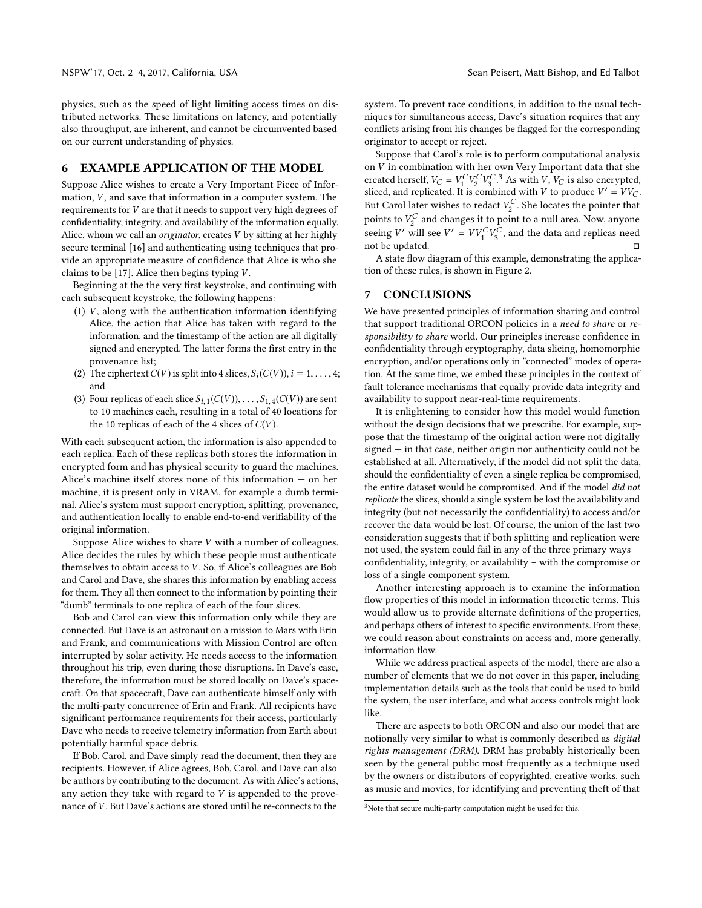physics, such as the speed of light limiting access times on distributed networks. These limitations on latency, and potentially also throughput, are inherent, and cannot be circumvented based on our current understanding of physics.

## 6 EXAMPLE APPLICATION OF THE MODEL

Suppose Alice wishes to create a Very Important Piece of Information, $V$, and save that information in a computer system. The requirements for $V$ are that it needs to support very high degrees of confidentiality, integrity, and availability of the information equally. Alice, whom we call an *originator*, creates $V$ by sitting at her highly secure terminal [16] and authenticating using techniques that provide an appropriate measure of confidence that Alice is who she claims to be [17]. Alice then begins typing $V$.

Beginning at the the very first keystroke, and continuing with each subsequent keystroke, the following happens:

(1) $V$, along with the authentication information identifying Alice, the action that Alice has taken with regard to the information, and the timestamp of the action are all digitally signed and encrypted. The latter forms the first entry in the provenance list;
(2) The ciphertext $C(V)$ is split into 4 slices, $S_i(C(V)), i = 1, \ldots, 4$; and
(3) Four replicas of each slice $S_{i,1}(C(V)), \ldots, S_{1,4}(C(V))$ are sent to 10 machines each, resulting in a total of 40 locations for the 10 replicas of each of the 4 slices of $C(V)$.

With each subsequent action, the information is also appended to each replica. Each of these replicas both stores the information in encrypted form and has physical security to guard the machines. Alice's machine itself stores none of this information — on her machine, it is present only in VRAM, for example a dumb terminal. Alice's system must support encryption, splitting, provenance, and authentication locally to enable end-to-end verifiability of the original information.

Suppose Alice wishes to share $V$ with a number of colleagues. Alice decides the rules by which these people must authenticate themselves to obtain access to $V$. So, if Alice's colleagues are Bob and Carol and Dave, she shares this information by enabling access for them. They all then connect to the information by pointing their "dumb" terminals to one replica of each of the four slices.

Bob and Carol can view this information only while they are connected. But Dave is an astronaut on a mission to Mars with Erin and Frank, and communications with Mission Control are often interrupted by solar activity. He needs access to the information throughout his trip, even during those disruptions. In Dave's case, therefore, the information must be stored locally on Dave's spacecraft. On that spacecraft, Dave can authenticate himself only with the multi-party concurrence of Erin and Frank. All recipients have significant performance requirements for their access, particularly Dave who needs to receive telemetry information from Earth about potentially harmful space debris.

If Bob, Carol, and Dave simply read the document, then they are recipients. However, if Alice agrees, Bob, Carol, and Dave can also be authors by contributing to the document. As with Alice's actions, any action they take with regard to $V$ is appended to the provenance of $V$. But Dave's actions are stored until he re-connects to the system. To prevent race conditions, in addition to the usual techniques for simultaneous access, Dave's situation requires that any conflicts arising from his changes be flagged for the corresponding originator to accept or reject.

Suppose that Carol's role is to perform computational analysis on $V$ in combination with her own Very Important data that she created herself, $V_C = V_1^C V_2^C V_3^C$.[3] As with $V$, $V_C$ is also encrypted, sliced, and replicated. It is combined with $V$ to produce $V' = VV_C$. But Carol later wishes to redact $V_2^C$. She locates the pointer that points to $V_2^C$ and changes it to point to a null area. Now, anyone seeing $V'$ will see $V' = VV_1^C V_3^C$, and the data and replicas need not be updated. □

A state flow diagram of this example, demonstrating the application of these rules, is shown in Figure 2.

## 7 CONCLUSIONS

We have presented principles of information sharing and control that support traditional ORCON policies in a *need to share* or *responsibility to share* world. Our principles increase confidence in confidentiality through cryptography, data slicing, homomorphic encryption, and/or operations only in "connected" modes of operation. At the same time, we embed these principles in the context of fault tolerance mechanisms that equally provide data integrity and availability to support near-real-time requirements.

It is enlightening to consider how this model would function without the design decisions that we prescribe. For example, suppose that the timestamp of the original action were not digitally signed — in that case, neither origin nor authenticity could not be established at all. Alternatively, if the model did not split the data, should the confidentiality of even a single replica be compromised, the entire dataset would be compromised. And if the model *did not replicate* the slices, should a single system be lost the availability and integrity (but not necessarily the confidentiality) to access and/or recover the data would be lost. Of course, the union of the last two consideration suggests that if both splitting and replication were not used, the system could fail in any of the three primary ways — confidentiality, integrity, or availability – with the compromise or loss of a single component system.

Another interesting approach is to examine the information flow properties of this model in information theoretic terms. This would allow us to provide alternate definitions of the properties, and perhaps others of interest to specific environments. From these, we could reason about constraints on access and, more generally, information flow.

While we address practical aspects of the model, there are also a number of elements that we do not cover in this paper, including implementation details such as the tools that could be used to build the system, the user interface, and what access controls might look like.

There are aspects to both ORCON and also our model that are notionally very similar to what is commonly described as *digital rights management (DRM)*. DRM has probably historically been seen by the general public most frequently as a technique used by the owners or distributors of copyrighted, creative works, such as music and movies, for identifying and preventing theft of that

[3] Note that secure multi-party computation might be used for this.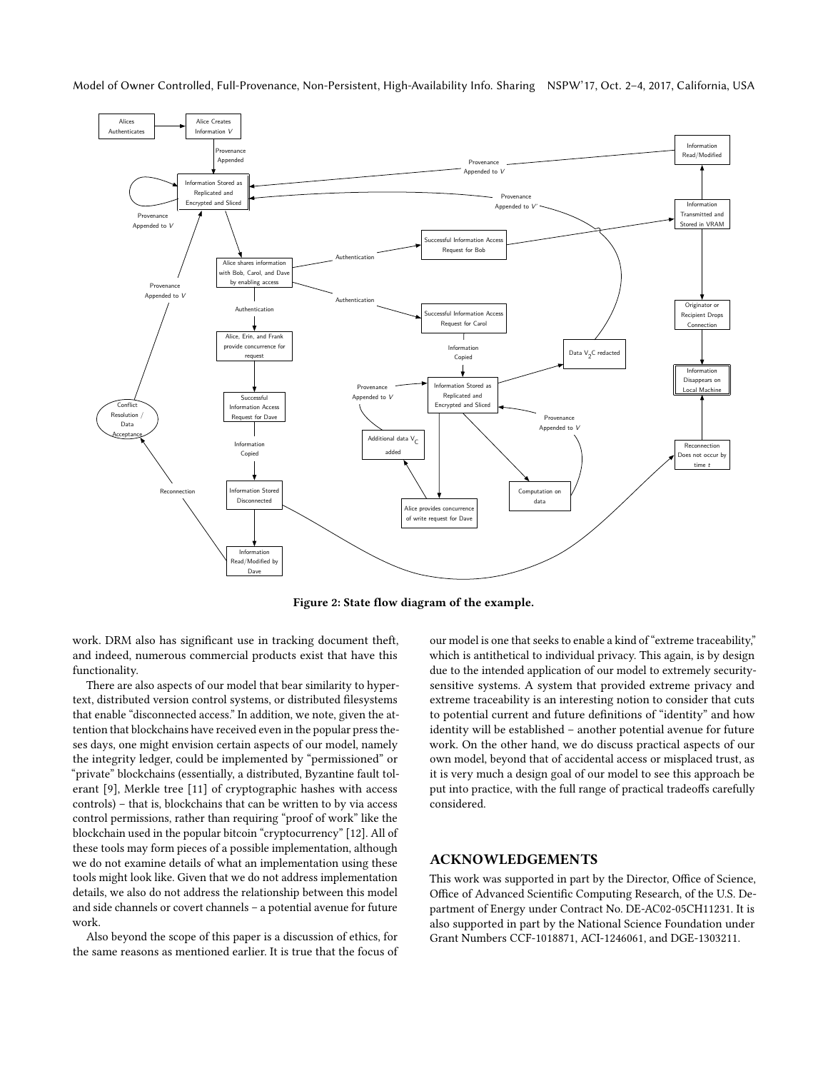Alices Authenticates

Alice Creates Information $V$

Provenance Appended

Information Stored as Replicated and Encrypted and Sliced

Provenance Appended to $V$

Information Read/Modified

Provenance Appended to $V$

Provenance Appended to $V'$

Information Transmitted and Stored in VRAM

Successful Information Access Request for Bob

Alice shares information with Bob, Carol, and Dave by enabling access

Authentication

Authentication

Provenance Appended to $V$

Authentication

Successful Information Access Request for Carol

Alice, Erin, and Frank provide concurrence for request

Information Copied

Data $V_2C$ redacted

Originator or Recipient Drops Connection

Information Disappears on Local Machine

Provenance Appended to $V$

Information Stored as Replicated and Encrypted and Sliced

Conflict Resolution / Data Acceptance

Successful Information Access Request for Dave

Provenance Appended to $V$

Additional data $V_C$ added

Information Copied

Reconnection Does not occur by time $t$

Computation on data

Reconnection

Information Stored Disconnected

Alice provides concurrence of write request for Dave

Information Read/Modified by Dave

**Figure 2: State flow diagram of the example.**

work. DRM also has significant use in tracking document theft, and indeed, numerous commercial products exist that have this functionality.

There are also aspects of our model that bear similarity to hypertext, distributed version control systems, or distributed filesystems that enable "disconnected access." In addition, we note, given the attention that blockchains have received even in the popular press these days, one might envision certain aspects of our model, namely the integrity ledger, could be implemented by "permissioned" or "private" blockchains (essentially, a distributed, Byzantine fault tolerant [9], Merkle tree [11] of cryptographic hashes with access controls) – that is, blockchains that can be written to by via access control permissions, rather than requiring "proof of work" like the blockchain used in the popular bitcoin "cryptocurrency" [12]. All of these tools may form pieces of a possible implementation, although we do not examine details of what an implementation using these tools might look like. Given that we do not address implementation details, we also do not address the relationship between this model and side channels or covert channels – a potential avenue for future work.

Also beyond the scope of this paper is a discussion of ethics, for the same reasons as mentioned earlier. It is true that the focus of our model is one that seeks to enable a kind of "extreme traceability," which is antithetical to individual privacy. This again, is by design due to the intended application of our model to extremely security-sensitive systems. A system that provided extreme privacy and extreme traceability is an interesting notion to consider that cuts to potential current and future definitions of "identity" and how identity will be established – another potential avenue for future work. On the other hand, we do discuss practical aspects of our own model, beyond that of accidental access or misplaced trust, as it is very much a design goal of our model to see this approach be put into practice, with the full range of practical tradeoffs carefully considered.

## ACKNOWLEDGEMENTS

This work was supported in part by the Director, Office of Science, Office of Advanced Scientific Computing Research, of the U.S. Department of Energy under Contract No. DE-AC02-05CH11231. It is also supported in part by the National Science Foundation under Grant Numbers CCF-1018871, ACI-1246061, and DGE-1303211.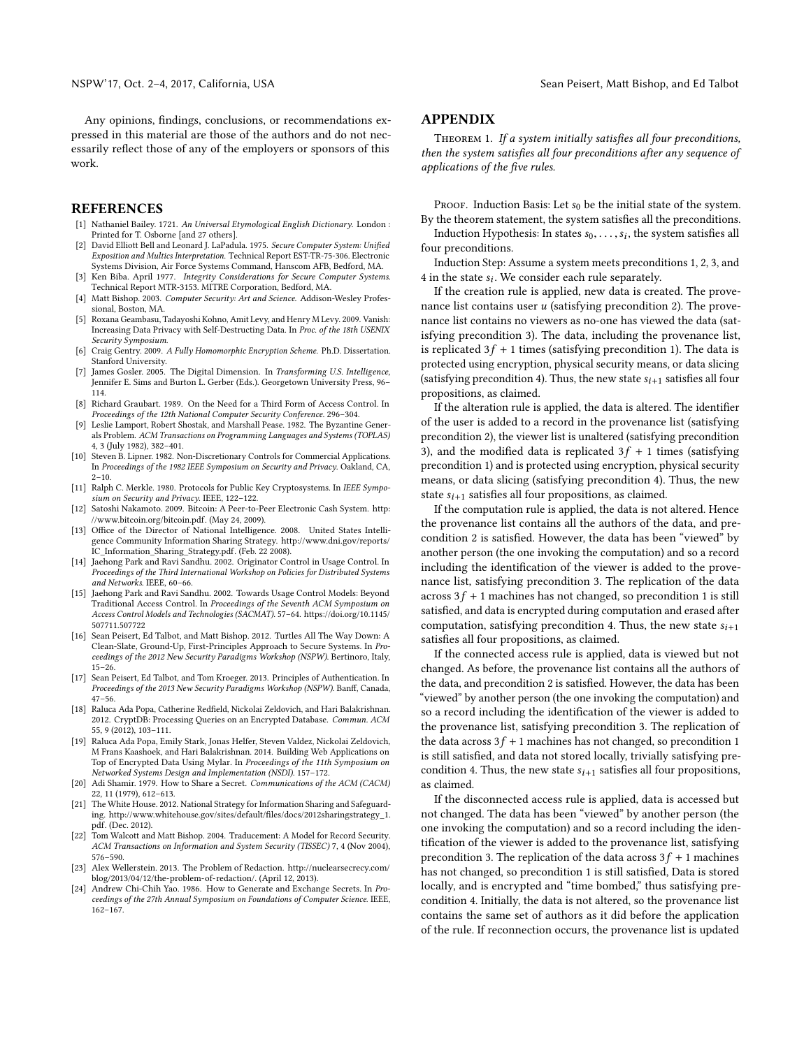Any opinions, findings, conclusions, or recommendations expressed in this material are those of the authors and do not necessarily reflect those of any of the employers or sponsors of this work.

## REFERENCES

- [1] Nathaniel Bailey. 1721. *An Universal Etymological English Dictionary*. London : Printed for T. Osborne [and 27 others].
- [2] David Elliott Bell and Leonard J. LaPadula. 1975. *Secure Computer System: Unified Exposition and Multics Interpretation*. Technical Report EST-TR-75-306. Electronic Systems Division, Air Forces Systems Command, Hanscom AFB, Bedford, MA.
- [3] Ken Biba. April 1977. *Integrity Considerations for Secure Computer Systems*. Technical Report MTR-3153. MITRE Corporation, Bedford, MA.
- [4] Matt Bishop. 2003. *Computer Security: Art and Science*. Addison-Wesley Professional, Boston, MA.
- [5] Roxana Geambasu, Tadayoshi Kohno, Amit Levy, and Henry M Levy. 2009. Vanish: Increasing Data Privacy with Self-Destructing Data. In *Proc. of the 18th USENIX Security Symposium*.
- [6] Craig Gentry. 2009. *A Fully Homomorphic Encryption Scheme*. Ph.D. Dissertation. Stanford University.
- [7] James Gosler. 2005. The Digital Dimension. In *Transforming U.S. Intelligence*, Jennifer E. Sims and Burton L. Gerber (Eds.). Georgetown University Press, 96–114.
- [8] Richard Graubart. 1989. On the Need for a Third Form of Access Control. In *Proceedings of the 12th National Computer Security Conference*. 296–304.
- [9] Leslie Lamport, Robert Shostak, and Marshall Pease. 1982. The Byzantine Generals Problem. *ACM Transactions on Programming Languages and Systems (TOPLAS)* 4, 3 (July 1982), 382–401.
- [10] Steven B. Lipner. 1982. Non-Discretionary Controls for Commercial Applications. In *Proceedings of the 1982 IEEE Symposium on Security and Privacy*. Oakland, CA, 2–10.
- [11] Ralph C. Merkle. 1980. Protocols for Public Key Cryptosystems. In *IEEE Symposium on Security and Privacy*. IEEE, 122–122.
- [12] Satoshi Nakamoto. 2009. Bitcoin: A Peer-to-Peer Electronic Cash System. http://www.bitcoin.org/bitcoin.pdf. (May 24, 2009).
- [13] Office of the Director of National Intelligence. 2008. United States Intelligence Community Information Sharing Strategy. http://www.dni.gov/reports/IC_Information_Sharing_Strategy.pdf. (Feb. 22 2008).
- [14] Jaehong Park and Ravi Sandhu. 2002. Originator Control in Usage Control. In *Proceedings of the Third International Workshop on Policies for Distributed Systems and Networks*. IEEE, 60–66.
- [15] Jaehong Park and Ravi Sandhu. 2002. Towards Usage Control Models: Beyond Traditional Access Control. In *Proceedings of the Seventh ACM Symposium on Access Control Models and Technologies (SACMAT)*. 57–64. https://doi.org/10.1145/507711.507722
- [16] Sean Peisert, Ed Talbot, and Matt Bishop. 2012. Turtles All The Way Down: A Clean-Slate, Ground-Up, First-Principles Approach to Secure Systems. In *Proceedings of the 2012 New Security Paradigms Workshop (NSPW)*. Bertinoro, Italy, 15–26.
- [17] Sean Peisert, Ed Talbot, and Tom Kroeger. 2013. Principles of Authentication. In *Proceedings of the 2013 New Security Paradigms Workshop (NSPW)*. Banff, Canada, 47–56.
- [18] Raluca Ada Popa, Catherine Redfield, Nickolai Zeldovich, and Hari Balakrishnan. 2012. CryptDB: Processing Queries on an Encrypted Database. *Commun. ACM* 55, 9 (2012), 103–111.
- [19] Raluca Ada Popa, Emily Stark, Jonas Helfer, Steven Valdez, Nickolai Zeldovich, M Frans Kaashoek, and Hari Balakrishnan. 2014. Building Web Applications on Top of Encrypted Data Using Mylar. In *Proceedings of the 11th Symposium on Networked Systems Design and Implementation (NSDI)*. 157–172.
- [20] Adi Shamir. 1979. How to Share a Secret. *Communications of the ACM (CACM)* 22, 11 (1979), 612–613.
- [21] The White House. 2012. National Strategy for Information Sharing and Safeguarding. http://www.whitehouse.gov/sites/default/files/docs/2012sharingstrategy_1.pdf. (Dec. 2012).
- [22] Tom Walcott and Matt Bishop. 2004. Traducement: A Model for Record Security. *ACM Transactions on Information and System Security (TISSEC)* 7, 4 (Nov 2004), 576–590.
- [23] Alex Wellerstein. 2013. The Problem of Redaction. http://nuclearsecrecy.com/blog/2013/04/12/the-problem-of-redaction/. (April 12, 2013).
- [24] Andrew Chi-Chih Yao. 1986. How to Generate and Exchange Secrets. In *Proceedings of the 27th Annual Symposium on Foundations of Computer Science*. IEEE, 162–167.

## APPENDIX

Theorem 1. *If a system initially satisfies all four preconditions, then the system satisfies all four preconditions after any sequence of applications of the five rules.*

Proof. Induction Basis: Let $s_0$ be the initial state of the system. By the theorem statement, the system satisfies all the preconditions.

Induction Hypothesis: In states $s_0, \ldots, s_i$, the system satisfies all four preconditions.

Induction Step: Assume a system meets preconditions 1, 2, 3, and 4 in the state $s_i$. We consider each rule separately.

If the creation rule is applied, new data is created. The provenance list contains user $u$ (satisfying precondition 2). The provenance list contains no viewers as no-one has viewed the data (satisfying precondition 3). The data, including the provenance list, is replicated $3f + 1$ times (satisfying precondition 1). The data is protected using encryption, physical security means, or data slicing (satisfying precondition 4). Thus, the new state $s_{i+1}$ satisfies all four propositions, as claimed.

If the alteration rule is applied, the data is altered. The identifier of the user is added to a record in the provenance list (satisfying precondition 2), the viewer list is unaltered (satisfying precondition 3), and the modified data is replicated $3f + 1$ times (satisfying precondition 1) and is protected using encryption, physical security means, or data slicing (satisfying precondition 4). Thus, the new state $s_{i+1}$ satisfies all four propositions, as claimed.

If the computation rule is applied, the data is not altered. Hence the provenance list contains all the authors of the data, and precondition 2 is satisfied. However, the data has been "viewed" by another person (the one invoking the computation) and so a record including the identification of the viewer is added to the provenance list, satisfying precondition 3. The replication of the data across $3f + 1$ machines has not changed, so precondition 1 is still satisfied, and data is encrypted during computation and erased after computation, satisfying precondition 4. Thus, the new state $s_{i+1}$ satisfies all four propositions, as claimed.

If the connected access rule is applied, data is viewed but not changed. As before, the provenance list contains all the authors of the data, and precondition 2 is satisfied. However, the data has been "viewed" by another person (the one invoking the computation) and so a record including the identification of the viewer is added to the provenance list, satisfying precondition 3. The replication of the data across $3f + 1$ machines has not changed, so precondition 1 is still satisfied, and data not stored locally, trivially satisfying precondition 4. Thus, the new state $s_{i+1}$ satisfies all four propositions, as claimed.

If the disconnected access rule is applied, data is accessed but not changed. The data has been "viewed" by another person (the one invoking the computation) and so a record including the identification of the viewer is added to the provenance list, satisfying precondition 3. The replication of the data across $3f + 1$ machines has not changed, so precondition 1 is still satisfied, Data is stored locally, and is encrypted and "time bombed," thus satisfying precondition 4. Initially, the data is not altered, so the provenance list contains the same set of authors as it did before the application of the rule. If reconnection occurs, the provenance list is updated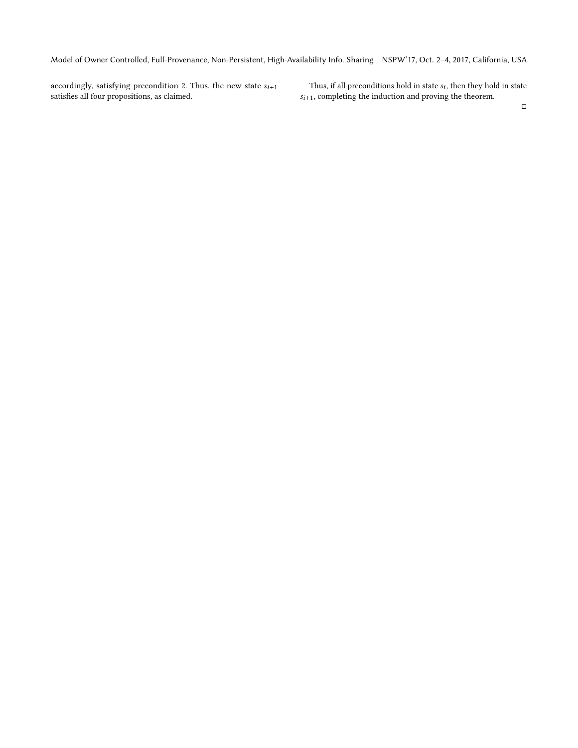accordingly, satisfying precondition 2. Thus, the new state $s_{i+1}$ satisfies all four propositions, as claimed.

Thus, if all preconditions hold in state $s_i$, then they hold in state $s_{i+1}$, completing the induction and proving the theorem.

□